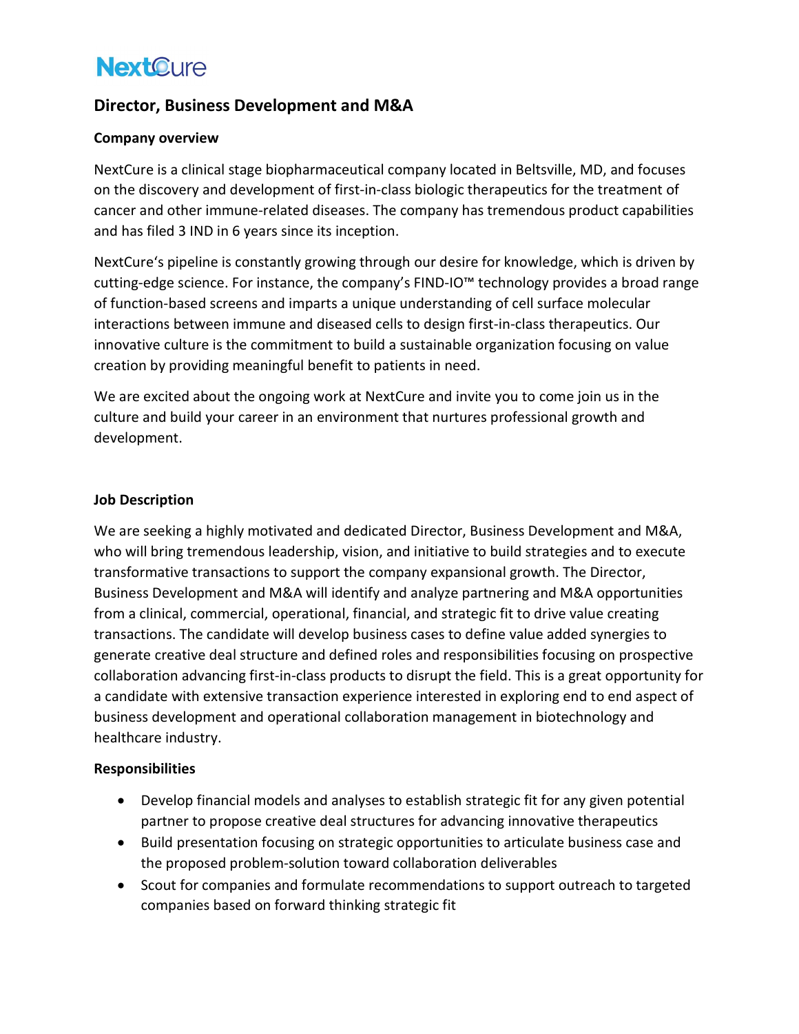NextCure

# Director, Business Development and M&A

**Company overview**

NextCure is a clinical stage biopharmaceutical company located in Beltsville, MD, and focuses on the discovery and development of first-in-class biologic therapeutics for the treatment of cancer and other immune-related diseases. The company has tremendous product capabilities and has filed 3 IND in 6 years since its inception.

NextCure's pipeline is constantly growing through our desire for knowledge, which is driven by cutting-edge science. For instance, the company's FIND-IO™ technology provides a broad range of function-based screens and imparts a unique understanding of cell surface molecular interactions between immune and diseased cells to design first-in-class therapeutics. Our innovative culture is the commitment to build a sustainable organization focusing on value creation by providing meaningful benefit to patients in need.

We are excited about the ongoing work at NextCure and invite you to come join us in the culture and build your career in an environment that nurtures professional growth and development.

**Job Description**

We are seeking a highly motivated and dedicated Director, Business Development and M&A, who will bring tremendous leadership, vision, and initiative to build strategies and to execute transformative transactions to support the company expansional growth. The Director, Business Development and M&A will identify and analyze partnering and M&A opportunities from a clinical, commercial, operational, financial, and strategic fit to drive value creating transactions. The candidate will develop business cases to define value added synergies to generate creative deal structure and defined roles and responsibilities focusing on prospective collaboration advancing first-in-class products to disrupt the field. This is a great opportunity for a candidate with extensive transaction experience interested in exploring end to end aspect of business development and operational collaboration management in biotechnology and healthcare industry.

**Responsibilities**

- Develop financial models and analyses to establish strategic fit for any given potential partner to propose creative deal structures for advancing innovative therapeutics
- Build presentation focusing on strategic opportunities to articulate business case and the proposed problem-solution toward collaboration deliverables
- Scout for companies and formulate recommendations to support outreach to targeted companies based on forward thinking strategic fit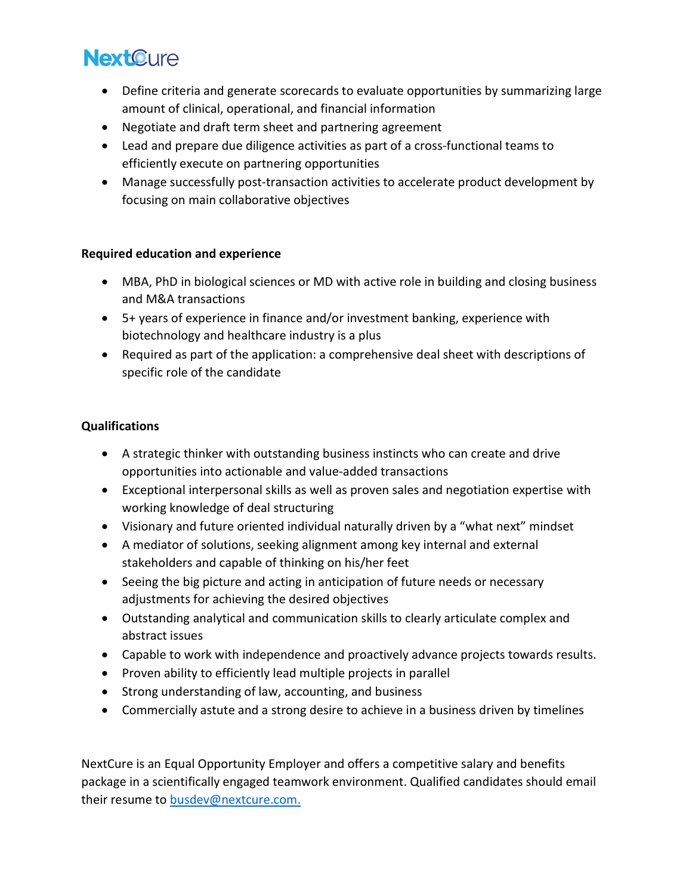- Define criteria and generate scorecards to evaluate opportunities by summarizing large amount of clinical, operational, and financial information
- Negotiate and draft term sheet and partnering agreement
- Lead and prepare due diligence activities as part of a cross-functional teams to efficiently execute on partnering opportunities
- Manage successfully post-transaction activities to accelerate product development by focusing on main collaborative objectives

**Required education and experience**

- MBA, PhD in biological sciences or MD with active role in building and closing business and M&A transactions
- 5+ years of experience in finance and/or investment banking, experience with biotechnology and healthcare industry is a plus
- Required as part of the application: a comprehensive deal sheet with descriptions of specific role of the candidate

**Qualifications**

- A strategic thinker with outstanding business instincts who can create and drive opportunities into actionable and value-added transactions
- Exceptional interpersonal skills as well as proven sales and negotiation expertise with working knowledge of deal structuring
- Visionary and future oriented individual naturally driven by a "what next" mindset
- A mediator of solutions, seeking alignment among key internal and external stakeholders and capable of thinking on his/her feet
- Seeing the big picture and acting in anticipation of future needs or necessary adjustments for achieving the desired objectives
- Outstanding analytical and communication skills to clearly articulate complex and abstract issues
- Capable to work with independence and proactively advance projects towards results.
- Proven ability to efficiently lead multiple projects in parallel
- Strong understanding of law, accounting, and business
- Commercially astute and a strong desire to achieve in a business driven by timelines

NextCure is an Equal Opportunity Employer and offers a competitive salary and benefits package in a scientifically engaged teamwork environment. Qualified candidates should email their resume to busdev@nextcure.com.